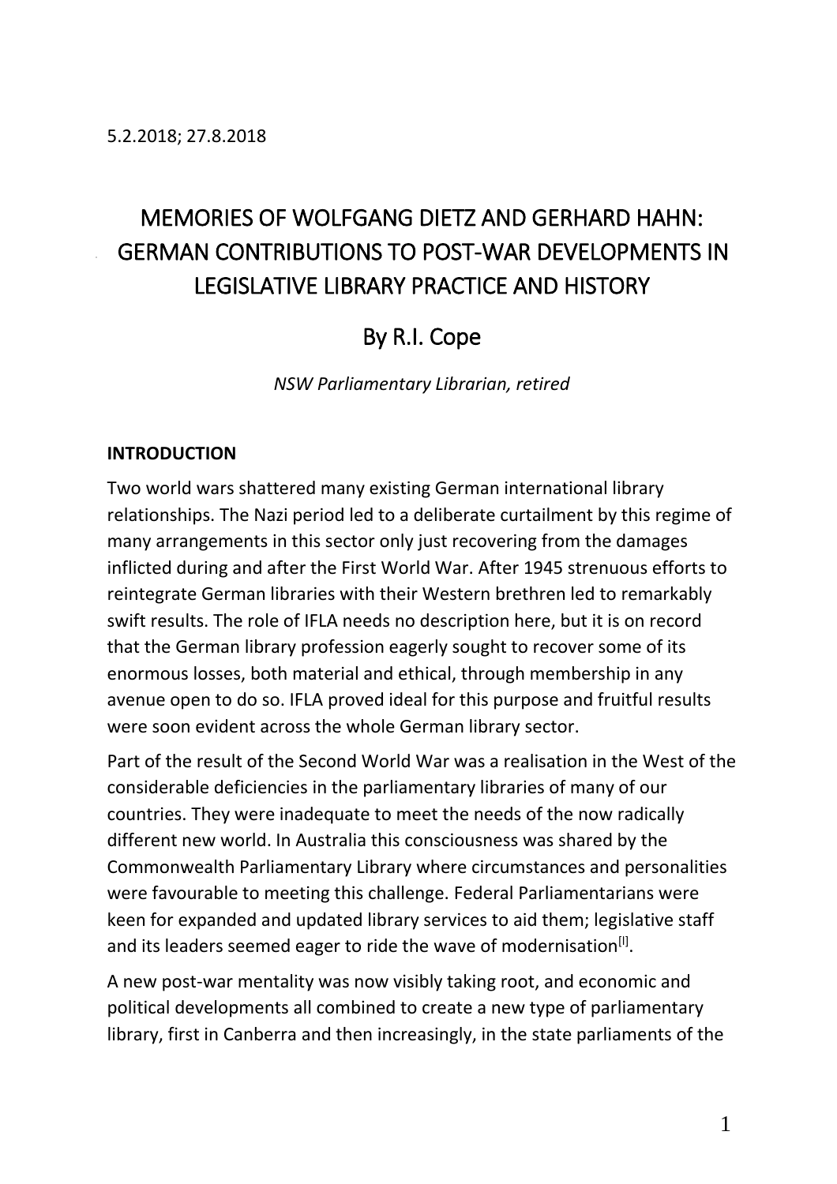5.2.2018; 27.8.2018

# MEMORIES OF WOLFGANG DIETZ AND GERHARD HAHN: GERMAN CONTRIBUTIONS TO POST-WAR DEVELOPMENTS IN LEGISLATIVE LIBRARY PRACTICE AND HISTORY

## By R.I. Cope

*NSW Parliamentary Librarian, retired*

**INTRODUCTION**

Two world wars shattered many existing German international library relationships. The Nazi period led to a deliberate curtailment by this regime of many arrangements in this sector only just recovering from the damages inflicted during and after the First World War. After 1945 strenuous efforts to reintegrate German libraries with their Western brethren led to remarkably swift results. The role of IFLA needs no description here, but it is on record that the German library profession eagerly sought to recover some of its enormous losses, both material and ethical, through membership in any avenue open to do so. IFLA proved ideal for this purpose and fruitful results were soon evident across the whole German library sector.

Part of the result of the Second World War was a realisation in the West of the considerable deficiencies in the parliamentary libraries of many of our countries. They were inadequate to meet the needs of the now radically different new world. In Australia this consciousness was shared by the Commonwealth Parliamentary Library where circumstances and personalities were favourable to meeting this challenge. Federal Parliamentarians were keen for expanded and updated library services to aid them; legislative staff and its leaders seemed eager to ride the wave of modernisation[I].

A new post-war mentality was now visibly taking root, and economic and political developments all combined to create a new type of parliamentary library, first in Canberra and then increasingly, in the state parliaments of the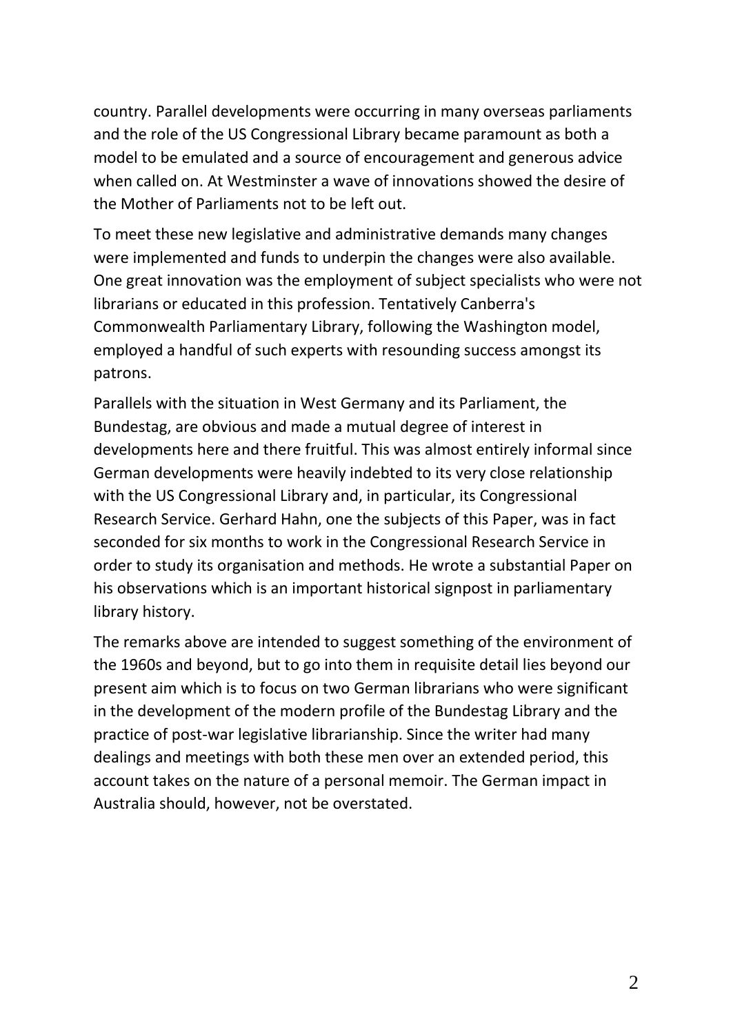country. Parallel developments were occurring in many overseas parliaments and the role of the US Congressional Library became paramount as both a model to be emulated and a source of encouragement and generous advice when called on. At Westminster a wave of innovations showed the desire of the Mother of Parliaments not to be left out.

To meet these new legislative and administrative demands many changes were implemented and funds to underpin the changes were also available. One great innovation was the employment of subject specialists who were not librarians or educated in this profession. Tentatively Canberra's Commonwealth Parliamentary Library, following the Washington model, employed a handful of such experts with resounding success amongst its patrons.

Parallels with the situation in West Germany and its Parliament, the Bundestag, are obvious and made a mutual degree of interest in developments here and there fruitful. This was almost entirely informal since German developments were heavily indebted to its very close relationship with the US Congressional Library and, in particular, its Congressional Research Service. Gerhard Hahn, one the subjects of this Paper, was in fact seconded for six months to work in the Congressional Research Service in order to study its organisation and methods. He wrote a substantial Paper on his observations which is an important historical signpost in parliamentary library history.

The remarks above are intended to suggest something of the environment of the 1960s and beyond, but to go into them in requisite detail lies beyond our present aim which is to focus on two German librarians who were significant in the development of the modern profile of the Bundestag Library and the practice of post-war legislative librarianship. Since the writer had many dealings and meetings with both these men over an extended period, this account takes on the nature of a personal memoir. The German impact in Australia should, however, not be overstated.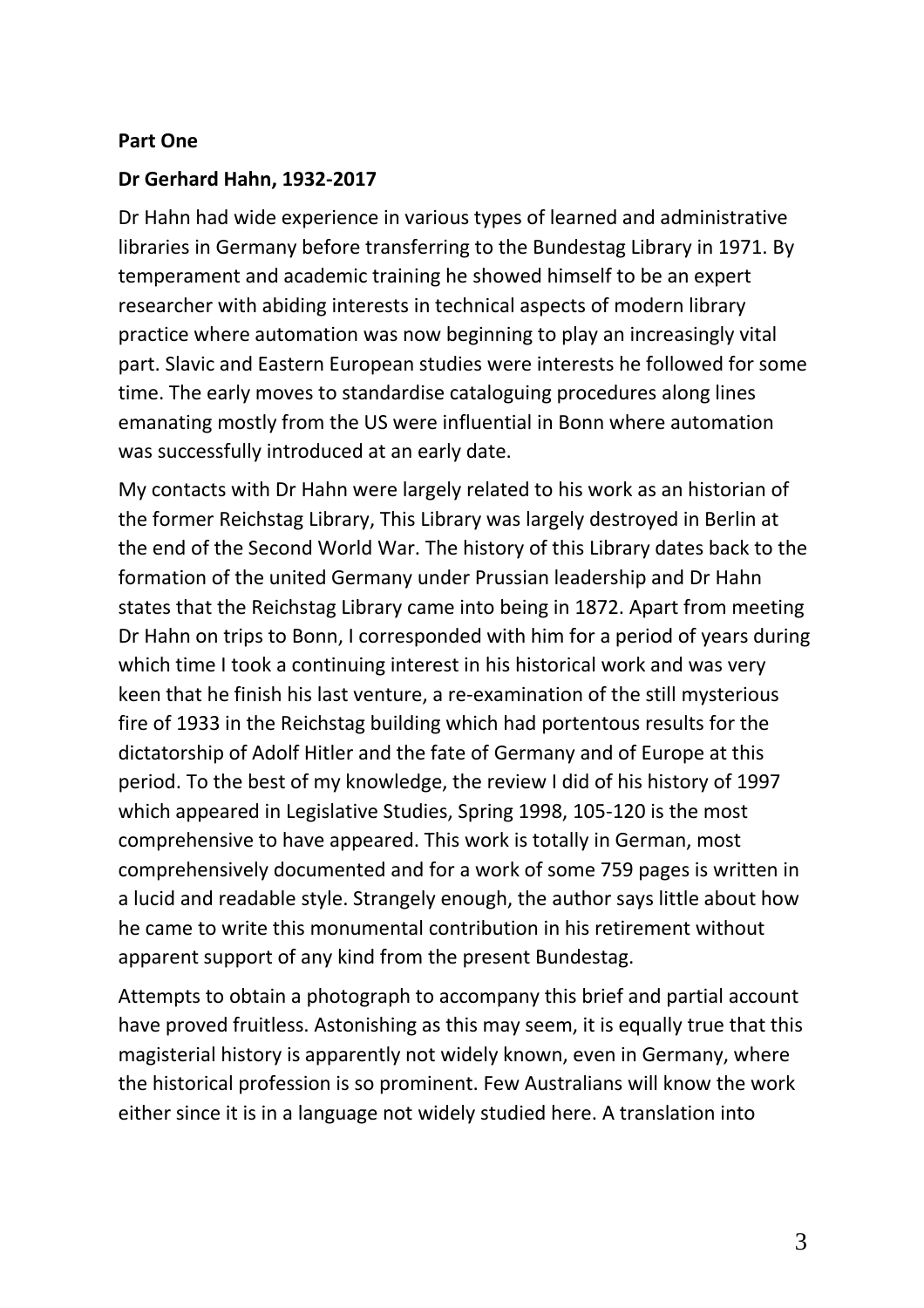**Part One**

**Dr Gerhard Hahn, 1932-2017**

Dr Hahn had wide experience in various types of learned and administrative libraries in Germany before transferring to the Bundestag Library in 1971. By temperament and academic training he showed himself to be an expert researcher with abiding interests in technical aspects of modern library practice where automation was now beginning to play an increasingly vital part. Slavic and Eastern European studies were interests he followed for some time. The early moves to standardise cataloguing procedures along lines emanating mostly from the US were influential in Bonn where automation was successfully introduced at an early date.

My contacts with Dr Hahn were largely related to his work as an historian of the former Reichstag Library, This Library was largely destroyed in Berlin at the end of the Second World War. The history of this Library dates back to the formation of the united Germany under Prussian leadership and Dr Hahn states that the Reichstag Library came into being in 1872. Apart from meeting Dr Hahn on trips to Bonn, I corresponded with him for a period of years during which time I took a continuing interest in his historical work and was very keen that he finish his last venture, a re-examination of the still mysterious fire of 1933 in the Reichstag building which had portentous results for the dictatorship of Adolf Hitler and the fate of Germany and of Europe at this period. To the best of my knowledge, the review I did of his history of 1997 which appeared in Legislative Studies, Spring 1998, 105-120 is the most comprehensive to have appeared. This work is totally in German, most comprehensively documented and for a work of some 759 pages is written in a lucid and readable style. Strangely enough, the author says little about how he came to write this monumental contribution in his retirement without apparent support of any kind from the present Bundestag.

Attempts to obtain a photograph to accompany this brief and partial account have proved fruitless. Astonishing as this may seem, it is equally true that this magisterial history is apparently not widely known, even in Germany, where the historical profession is so prominent. Few Australians will know the work either since it is in a language not widely studied here. A translation into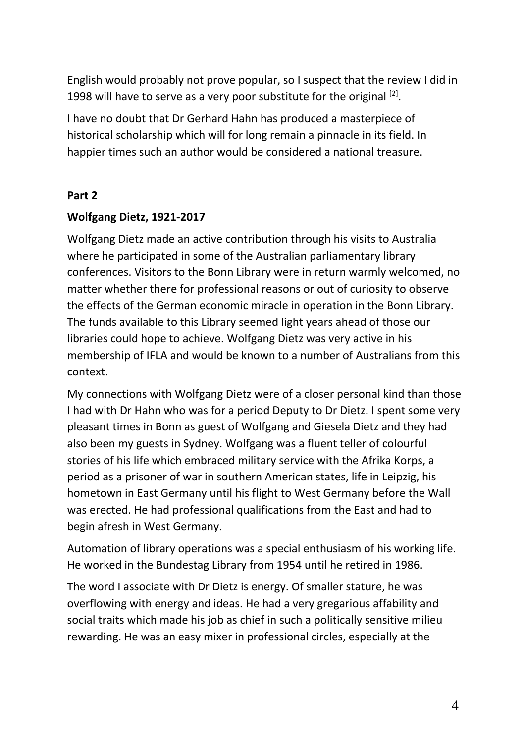English would probably not prove popular, so I suspect that the review I did in 1998 will have to serve as a very poor substitute for the original [2].

I have no doubt that Dr Gerhard Hahn has produced a masterpiece of historical scholarship which will for long remain a pinnacle in its field. In happier times such an author would be considered a national treasure.

## Part 2

### Wolfgang Dietz, 1921-2017

Wolfgang Dietz made an active contribution through his visits to Australia where he participated in some of the Australian parliamentary library conferences. Visitors to the Bonn Library were in return warmly welcomed, no matter whether there for professional reasons or out of curiosity to observe the effects of the German economic miracle in operation in the Bonn Library. The funds available to this Library seemed light years ahead of those our libraries could hope to achieve. Wolfgang Dietz was very active in his membership of IFLA and would be known to a number of Australians from this context.

My connections with Wolfgang Dietz were of a closer personal kind than those I had with Dr Hahn who was for a period Deputy to Dr Dietz. I spent some very pleasant times in Bonn as guest of Wolfgang and Giesela Dietz and they had also been my guests in Sydney. Wolfgang was a fluent teller of colourful stories of his life which embraced military service with the Afrika Korps, a period as a prisoner of war in southern American states, life in Leipzig, his hometown in East Germany until his flight to West Germany before the Wall was erected. He had professional qualifications from the East and had to begin afresh in West Germany.

Automation of library operations was a special enthusiasm of his working life. He worked in the Bundestag Library from 1954 until he retired in 1986.

The word I associate with Dr Dietz is energy. Of smaller stature, he was overflowing with energy and ideas. He had a very gregarious affability and social traits which made his job as chief in such a politically sensitive milieu rewarding. He was an easy mixer in professional circles, especially at the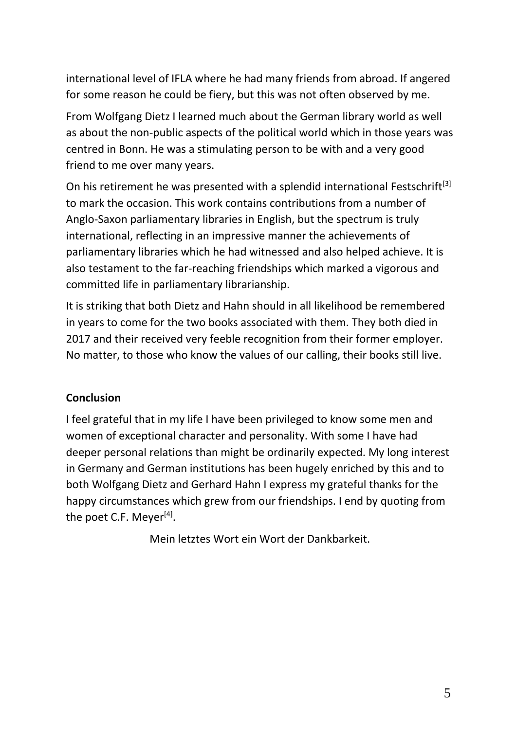international level of IFLA where he had many friends from abroad. If angered for some reason he could be fiery, but this was not often observed by me.

From Wolfgang Dietz I learned much about the German library world as well as about the non-public aspects of the political world which in those years was centred in Bonn. He was a stimulating person to be with and a very good friend to me over many years.

On his retirement he was presented with a splendid international Festschrift[3] to mark the occasion. This work contains contributions from a number of Anglo-Saxon parliamentary libraries in English, but the spectrum is truly international, reflecting in an impressive manner the achievements of parliamentary libraries which he had witnessed and also helped achieve. It is also testament to the far-reaching friendships which marked a vigorous and committed life in parliamentary librarianship.

It is striking that both Dietz and Hahn should in all likelihood be remembered in years to come for the two books associated with them. They both died in 2017 and their received very feeble recognition from their former employer. No matter, to those who know the values of our calling, their books still live.

## Conclusion

I feel grateful that in my life I have been privileged to know some men and women of exceptional character and personality. With some I have had deeper personal relations than might be ordinarily expected. My long interest in Germany and German institutions has been hugely enriched by this and to both Wolfgang Dietz and Gerhard Hahn I express my grateful thanks for the happy circumstances which grew from our friendships. I end by quoting from the poet C.F. Meyer[4].

Mein letztes Wort ein Wort der Dankbarkeit.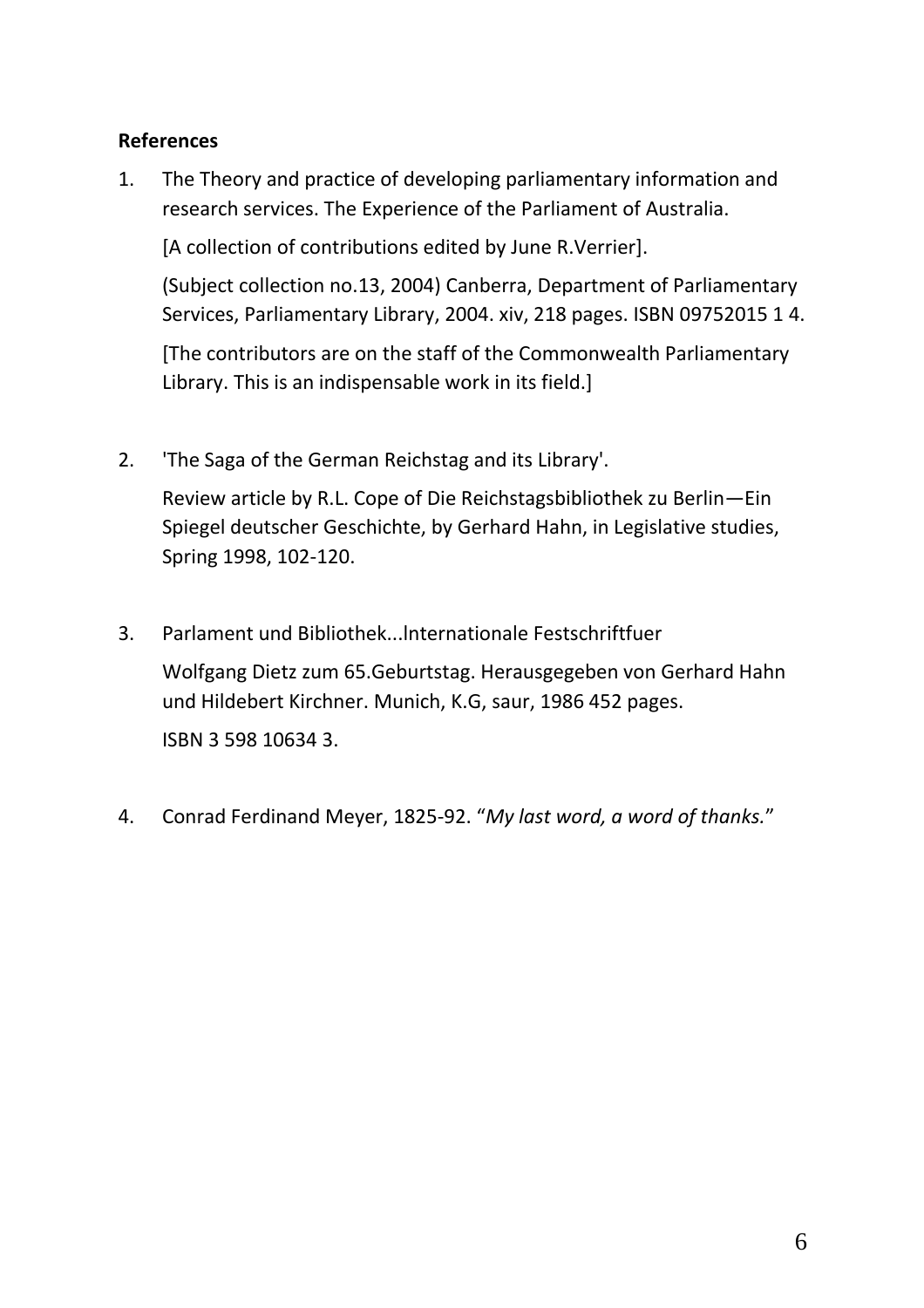**References**

1. The Theory and practice of developing parliamentary information and research services. The Experience of the Parliament of Australia.

   [A collection of contributions edited by June R.Verrier].

   (Subject collection no.13, 2004) Canberra, Department of Parliamentary Services, Parliamentary Library, 2004. xiv, 218 pages. ISBN 09752015 1 4.

   [The contributors are on the staff of the Commonwealth Parliamentary Library. This is an indispensable work in its field.]

2. 'The Saga of the German Reichstag and its Library'.

   Review article by R.L. Cope of Die Reichstagsbibliothek zu Berlin—Ein Spiegel deutscher Geschichte, by Gerhard Hahn, in Legislative studies, Spring 1998, 102-120.

3. Parlament und Bibliothek...lnternationale Festschriftfuer

   Wolfgang Dietz zum 65.Geburtstag. Herausgegeben von Gerhard Hahn und Hildebert Kirchner. Munich, K.G, saur, 1986 452 pages.

   ISBN 3 598 10634 3.

4. Conrad Ferdinand Meyer, 1825-92. "*My last word, a word of thanks.*"